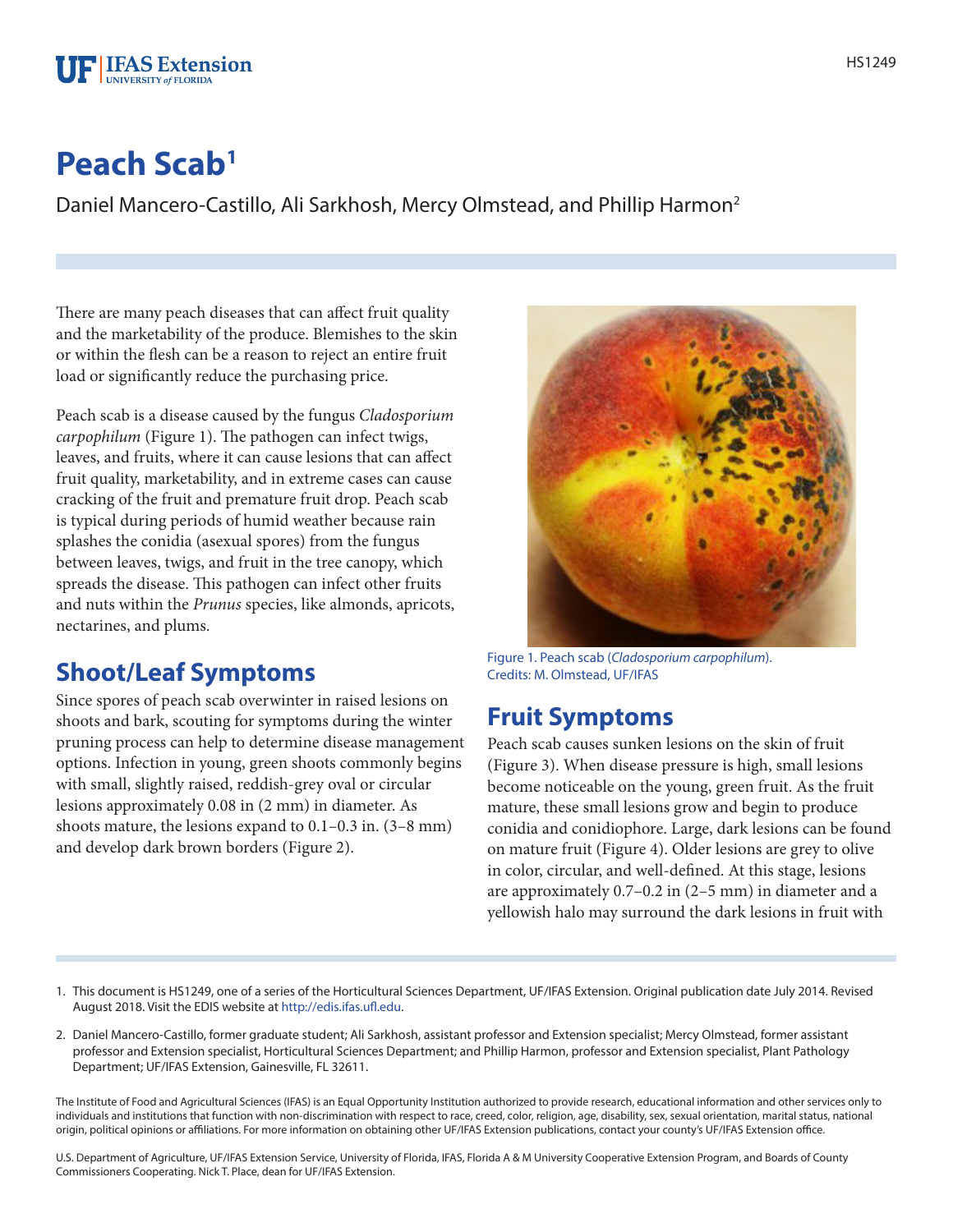# Peach Scab[1]

Daniel Mancero-Castillo, Ali Sarkhosh, Mercy Olmstead, and Phillip Harmon[2]

There are many peach diseases that can affect fruit quality and the marketability of the produce. Blemishes to the skin or within the flesh can be a reason to reject an entire fruit load or significantly reduce the purchasing price.

Peach scab is a disease caused by the fungus *Cladosporium carpophilum* (Figure 1). The pathogen can infect twigs, leaves, and fruits, where it can cause lesions that can affect fruit quality, marketability, and in extreme cases can cause cracking of the fruit and premature fruit drop. Peach scab is typical during periods of humid weather because rain splashes the conidia (asexual spores) from the fungus between leaves, twigs, and fruit in the tree canopy, which spreads the disease. This pathogen can infect other fruits and nuts within the *Prunus* species, like almonds, apricots, nectarines, and plums.

Figure 1. Peach scab (*Cladosporium carpophilum*).
Credits: M. Olmstead, UF/IFAS

## Shoot/Leaf Symptoms

Since spores of peach scab overwinter in raised lesions on shoots and bark, scouting for symptoms during the winter pruning process can help to determine disease management options. Infection in young, green shoots commonly begins with small, slightly raised, reddish-grey oval or circular lesions approximately 0.08 in (2 mm) in diameter. As shoots mature, the lesions expand to 0.1–0.3 in. (3–8 mm) and develop dark brown borders (Figure 2).

## Fruit Symptoms

Peach scab causes sunken lesions on the skin of fruit (Figure 3). When disease pressure is high, small lesions become noticeable on the young, green fruit. As the fruit mature, these small lesions grow and begin to produce conidia and conidiophore. Large, dark lesions can be found on mature fruit (Figure 4). Older lesions are grey to olive in color, circular, and well-defined. At this stage, lesions are approximately 0.7–0.2 in (2–5 mm) in diameter and a yellowish halo may surround the dark lesions in fruit with

1. This document is HS1249, one of a series of the Horticultural Sciences Department, UF/IFAS Extension. Original publication date July 2014. Revised August 2018. Visit the EDIS website at http://edis.ifas.ufl.edu.

2. Daniel Mancero-Castillo, former graduate student; Ali Sarkhosh, assistant professor and Extension specialist; Mercy Olmstead, former assistant professor and Extension specialist, Horticultural Sciences Department; and Phillip Harmon, professor and Extension specialist, Plant Pathology Department; UF/IFAS Extension, Gainesville, FL 32611.

The Institute of Food and Agricultural Sciences (IFAS) is an Equal Opportunity Institution authorized to provide research, educational information and other services only to individuals and institutions that function with non-discrimination with respect to race, creed, color, religion, age, disability, sex, sexual orientation, marital status, national origin, political opinions or affiliations. For more information on obtaining other UF/IFAS Extension publications, contact your county's UF/IFAS Extension office.

U.S. Department of Agriculture, UF/IFAS Extension Service, University of Florida, IFAS, Florida A & M University Cooperative Extension Program, and Boards of County Commissioners Cooperating. Nick T. Place, dean for UF/IFAS Extension.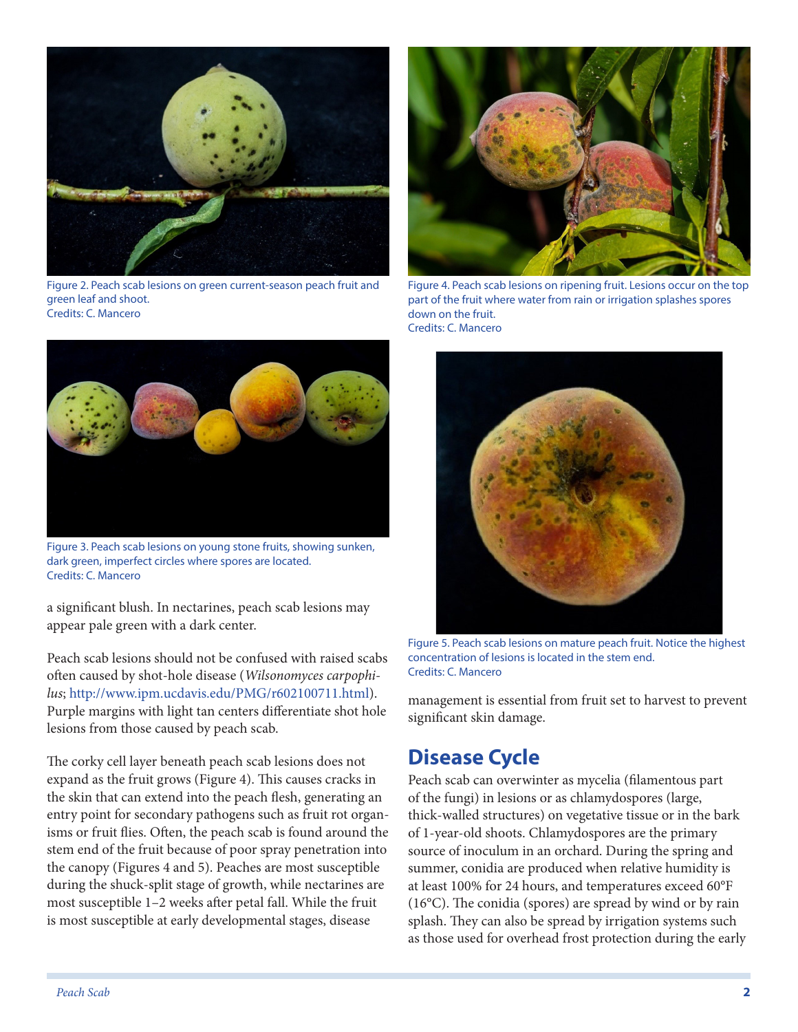Figure 2. Peach scab lesions on green current-season peach fruit and green leaf and shoot.
Credits: C. Mancero

Figure 3. Peach scab lesions on young stone fruits, showing sunken, dark green, imperfect circles where spores are located.
Credits: C. Mancero

a significant blush. In nectarines, peach scab lesions may appear pale green with a dark center.

Peach scab lesions should not be confused with raised scabs often caused by shot-hole disease (*Wilsonomyces carpophilus*; http://www.ipm.ucdavis.edu/PMG/r602100711.html). Purple margins with light tan centers differentiate shot hole lesions from those caused by peach scab.

The corky cell layer beneath peach scab lesions does not expand as the fruit grows (Figure 4). This causes cracks in the skin that can extend into the peach flesh, generating an entry point for secondary pathogens such as fruit rot organisms or fruit flies. Often, the peach scab is found around the stem end of the fruit because of poor spray penetration into the canopy (Figures 4 and 5). Peaches are most susceptible during the shuck-split stage of growth, while nectarines are most susceptible 1–2 weeks after petal fall. While the fruit is most susceptible at early developmental stages, disease management is essential from fruit set to harvest to prevent significant skin damage.

Figure 4. Peach scab lesions on ripening fruit. Lesions occur on the top part of the fruit where water from rain or irrigation splashes spores down on the fruit.
Credits: C. Mancero

Figure 5. Peach scab lesions on mature peach fruit. Notice the highest concentration of lesions is located in the stem end.
Credits: C. Mancero

## Disease Cycle

Peach scab can overwinter as mycelia (filamentous part of the fungi) in lesions or as chlamydospores (large, thick-walled structures) on vegetative tissue or in the bark of 1-year-old shoots. Chlamydospores are the primary source of inoculum in an orchard. During the spring and summer, conidia are produced when relative humidity is at least 100% for 24 hours, and temperatures exceed 60°F (16°C). The conidia (spores) are spread by wind or by rain splash. They can also be spread by irrigation systems such as those used for overhead frost protection during the early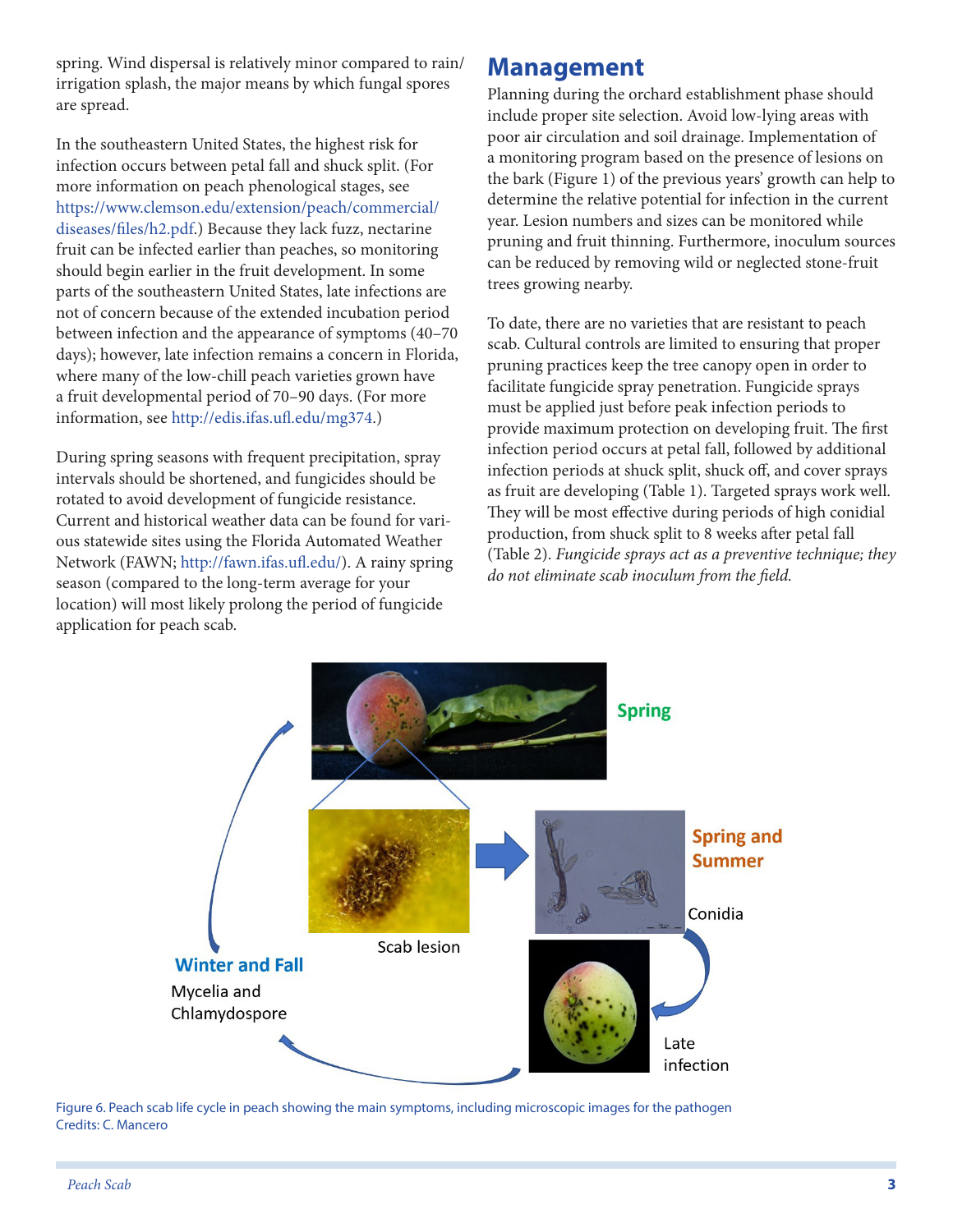spring. Wind dispersal is relatively minor compared to rain/irrigation splash, the major means by which fungal spores are spread.

In the southeastern United States, the highest risk for infection occurs between petal fall and shuck split. (For more information on peach phenological stages, see https://www.clemson.edu/extension/peach/commercial/diseases/files/h2.pdf.) Because they lack fuzz, nectarine fruit can be infected earlier than peaches, so monitoring should begin earlier in the fruit development. In some parts of the southeastern United States, late infections are not of concern because of the extended incubation period between infection and the appearance of symptoms (40–70 days); however, late infection remains a concern in Florida, where many of the low-chill peach varieties grown have a fruit developmental period of 70–90 days. (For more information, see http://edis.ifas.ufl.edu/mg374.)

During spring seasons with frequent precipitation, spray intervals should be shortened, and fungicides should be rotated to avoid development of fungicide resistance. Current and historical weather data can be found for various statewide sites using the Florida Automated Weather Network (FAWN; http://fawn.ifas.ufl.edu/). A rainy spring season (compared to the long-term average for your location) will most likely prolong the period of fungicide application for peach scab.

## Management

Planning during the orchard establishment phase should include proper site selection. Avoid low-lying areas with poor air circulation and soil drainage. Implementation of a monitoring program based on the presence of lesions on the bark (Figure 1) of the previous years' growth can help to determine the relative potential for infection in the current year. Lesion numbers and sizes can be monitored while pruning and fruit thinning. Furthermore, inoculum sources can be reduced by removing wild or neglected stone-fruit trees growing nearby.

To date, there are no varieties that are resistant to peach scab. Cultural controls are limited to ensuring that proper pruning practices keep the tree canopy open in order to facilitate fungicide spray penetration. Fungicide sprays must be applied just before peak infection periods to provide maximum protection on developing fruit. The first infection period occurs at petal fall, followed by additional infection periods at shuck split, shuck off, and cover sprays as fruit are developing (Table 1). Targeted sprays work well. They will be most effective during periods of high conidial production, from shuck split to 8 weeks after petal fall (Table 2). *Fungicide sprays act as a preventive technique; they do not eliminate scab inoculum from the field.*

Figure 6. Peach scab life cycle in peach showing the main symptoms, including microscopic images for the pathogen
Credits: C. Mancero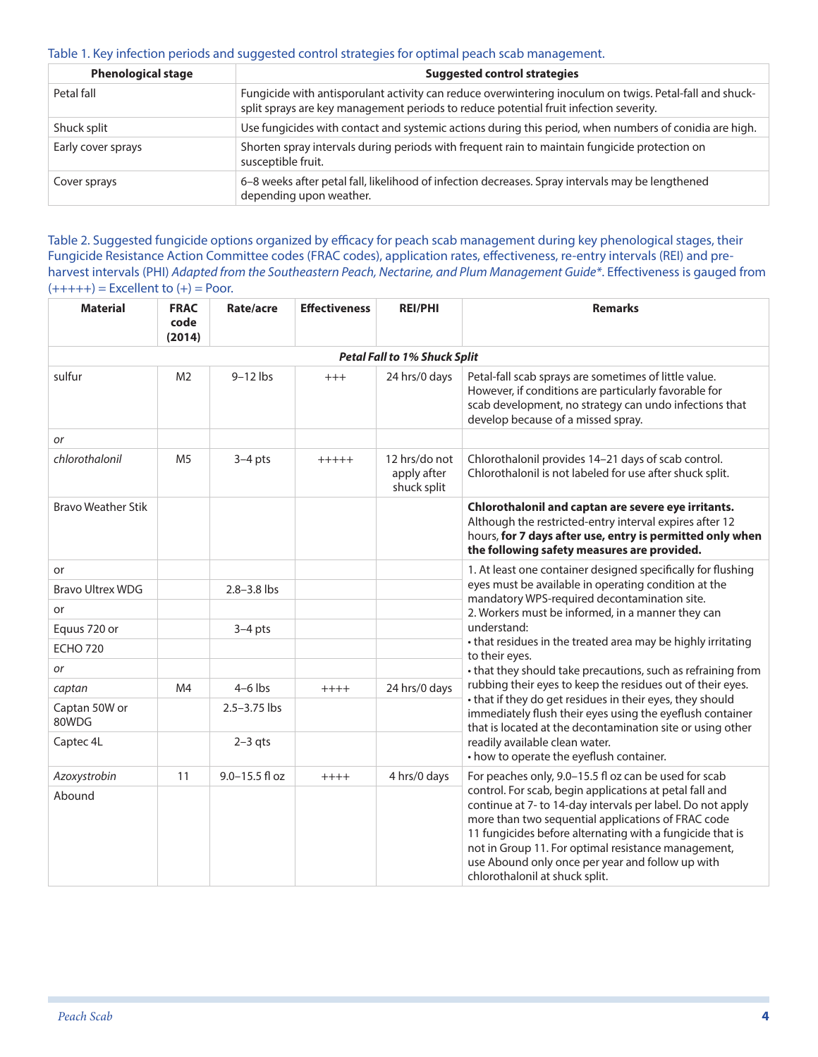Table 1. Key infection periods and suggested control strategies for optimal peach scab management.

| Phenological stage | Suggested control strategies |
|---|---|
| Petal fall | Fungicide with antisporulant activity can reduce overwintering inoculum on twigs. Petal-fall and shuck-split sprays are key management periods to reduce potential fruit infection severity. |
| Shuck split | Use fungicides with contact and systemic actions during this period, when numbers of conidia are high. |
| Early cover sprays | Shorten spray intervals during periods with frequent rain to maintain fungicide protection on susceptible fruit. |
| Cover sprays | 6–8 weeks after petal fall, likelihood of infection decreases. Spray intervals may be lengthened depending upon weather. |

Table 2. Suggested fungicide options organized by efficacy for peach scab management during key phenological stages, their Fungicide Resistance Action Committee codes (FRAC codes), application rates, effectiveness, re-entry intervals (REI) and pre-harvest intervals (PHI) *Adapted from the Southeastern Peach, Nectarine, and Plum Management Guide\**. Effectiveness is gauged from (+++++) = Excellent to (+) = Poor.

| Material | FRAC code (2014) | Rate/acre | Effectiveness | REI/PHI | Remarks |
|---|---|---|---|---|---|
| | | | ***Petal Fall to 1% Shuck Split*** | | |
| sulfur | M2 | 9–12 lbs | +++ | 24 hrs/0 days | Petal-fall scab sprays are sometimes of little value. However, if conditions are particularly favorable for scab development, no strategy can undo infections that develop because of a missed spray. |
| *or* | | | | | |
| *chlorothalonil* | M5 | 3–4 pts | +++++ | 12 hrs/do not apply after shuck split | Chlorothalonil provides 14–21 days of scab control. Chlorothalonil is not labeled for use after shuck split. |
| Bravo Weather Stik | | | | | **Chlorothalonil and captan are severe eye irritants.** Although the restricted-entry interval expires after 12 hours, **for 7 days after use, entry is permitted only when the following safety measures are provided.** |
| or | | | | | 1. At least one container designed specifically for flushing eyes must be available in operating condition at the mandatory WPS-required decontamination site. 2. Workers must be informed, in a manner they can understand: • that residues in the treated area may be highly irritating to their eyes. • that they should take precautions, such as refraining from rubbing their eyes to keep the residues out of their eyes. • that if they do get residues in their eyes, they should immediately flush their eyes using the eyeflush container that is located at the decontamination site or using other readily available clean water. • how to operate the eyeflush container. |
| Bravo Ultrex WDG | | 2.8–3.8 lbs | | | |
| or | | | | | |
| Equus 720 or | | 3–4 pts | | | |
| ECHO 720 | | | | | |
| *or* | | | | | |
| *captan* | M4 | 4–6 lbs | ++++ | 24 hrs/0 days | |
| Captan 50W or 80WDG | | 2.5–3.75 lbs | | | |
| Captec 4L | | 2–3 qts | | | |
| *Azoxystrobin* | 11 | 9.0–15.5 fl oz | ++++ | 4 hrs/0 days | For peaches only, 9.0–15.5 fl oz can be used for scab control. For scab, begin applications at petal fall and continue at 7- to 14-day intervals per label. Do not apply more than two sequential applications of FRAC code 11 fungicides before alternating with a fungicide that is not in Group 11. For optimal resistance management, use Abound only once per year and follow up with chlorothalonil at shuck split. |
| Abound | | | | | |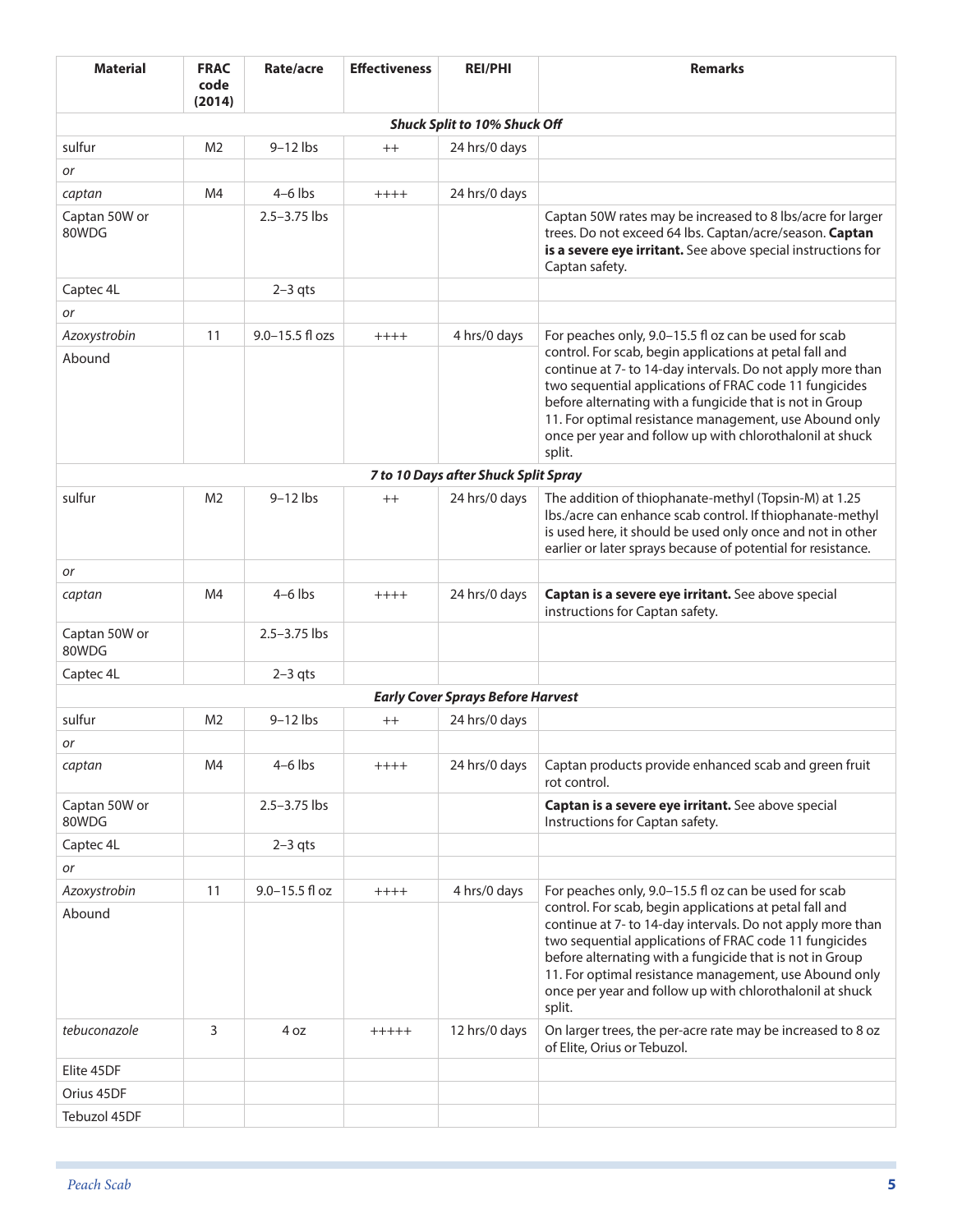| Material | FRAC code (2014) | Rate/acre | Effectiveness | REI/PHI | Remarks |
|---|---|---|---|---|---|
| | | | ***Shuck Split to 10% Shuck Off*** | | |
| sulfur | M2 | 9–12 lbs | ++ | 24 hrs/0 days | |
| *or* | | | | | |
| *captan* | M4 | 4–6 lbs | ++++ | 24 hrs/0 days | |
| Captan 50W or 80WDG | | 2.5–3.75 lbs | | | Captan 50W rates may be increased to 8 lbs/acre for larger trees. Do not exceed 64 lbs. Captan/acre/season. **Captan is a severe eye irritant.** See above special instructions for Captan safety. |
| Captec 4L | | 2–3 qts | | | |
| *or* | | | | | |
| *Azoxystrobin* | 11 | 9.0–15.5 fl ozs | ++++ | 4 hrs/0 days | For peaches only, 9.0–15.5 fl oz can be used for scab control. For scab, begin applications at petal fall and continue at 7- to 14-day intervals. Do not apply more than two sequential applications of FRAC code 11 fungicides before alternating with a fungicide that is not in Group 11. For optimal resistance management, use Abound only once per year and follow up with chlorothalonil at shuck split. |
| Abound | | | | | |
| | | | ***7 to 10 Days after Shuck Split Spray*** | | |
| sulfur | M2 | 9–12 lbs | ++ | 24 hrs/0 days | The addition of thiophanate-methyl (Topsin-M) at 1.25 lbs./acre can enhance scab control. If thiophanate-methyl is used here, it should be used only once and not in other earlier or later sprays because of potential for resistance. |
| *or* | | | | | |
| *captan* | M4 | 4–6 lbs | ++++ | 24 hrs/0 days | **Captan is a severe eye irritant.** See above special instructions for Captan safety. |
| Captan 50W or 80WDG | | 2.5–3.75 lbs | | | |
| Captec 4L | | 2–3 qts | | | |
| | | | ***Early Cover Sprays Before Harvest*** | | |
| sulfur | M2 | 9–12 lbs | ++ | 24 hrs/0 days | |
| *or* | | | | | |
| *captan* | M4 | 4–6 lbs | ++++ | 24 hrs/0 days | Captan products provide enhanced scab and green fruit rot control. |
| Captan 50W or 80WDG | | 2.5–3.75 lbs | | | **Captan is a severe eye irritant.** See above special Instructions for Captan safety. |
| Captec 4L | | 2–3 qts | | | |
| *or* | | | | | |
| *Azoxystrobin* | 11 | 9.0–15.5 fl oz | ++++ | 4 hrs/0 days | For peaches only, 9.0–15.5 fl oz can be used for scab control. For scab, begin applications at petal fall and continue at 7- to 14-day intervals. Do not apply more than two sequential applications of FRAC code 11 fungicides before alternating with a fungicide that is not in Group 11. For optimal resistance management, use Abound only once per year and follow up with chlorothalonil at shuck split. |
| Abound | | | | | |
| *tebuconazole* | 3 | 4 oz | +++++ | 12 hrs/0 days | On larger trees, the per-acre rate may be increased to 8 oz of Elite, Orius or Tebuzol. |
| Elite 45DF | | | | | |
| Orius 45DF | | | | | |
| Tebuzol 45DF | | | | | |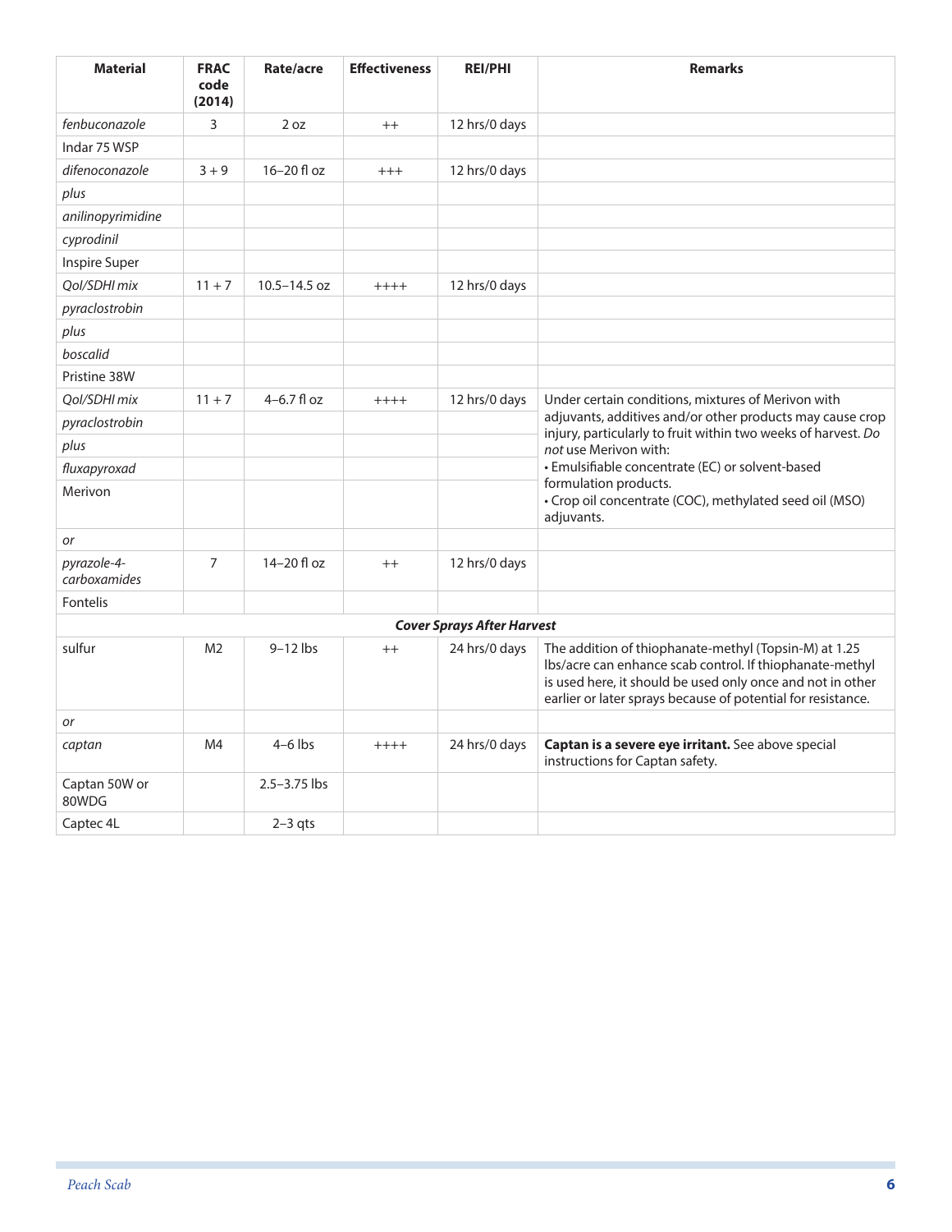| Material | FRAC code (2014) | Rate/acre | Effectiveness | REI/PHI | Remarks |
|---|---|---|---|---|---|
| *fenbuconazole* | 3 | 2 oz | ++ | 12 hrs/0 days | |
| Indar 75 WSP | | | | | |
| *difenoconazole* | 3 + 9 | 16–20 fl oz | +++ | 12 hrs/0 days | |
| *plus* | | | | | |
| *anilinopyrimidine* | | | | | |
| *cyprodinil* | | | | | |
| Inspire Super | | | | | |
| *QoI/SDHI mix* | 11 + 7 | 10.5–14.5 oz | ++++ | 12 hrs/0 days | |
| *pyraclostrobin* | | | | | |
| *plus* | | | | | |
| *boscalid* | | | | | |
| Pristine 38W | | | | | |
| *QoI/SDHI mix* | 11 + 7 | 4–6.7 fl oz | ++++ | 12 hrs/0 days | Under certain conditions, mixtures of Merivon with adjuvants, additives and/or other products may cause crop injury, particularly to fruit within two weeks of harvest. *Do not* use Merivon with: • Emulsifiable concentrate (EC) or solvent-based formulation products. • Crop oil concentrate (COC), methylated seed oil (MSO) adjuvants. |
| *pyraclostrobin* | | | | | |
| *plus* | | | | | |
| *fluxapyroxad* | | | | | |
| Merivon | | | | | |
| *or* | | | | | |
| *pyrazole-4-carboxamides* | 7 | 14–20 fl oz | ++ | 12 hrs/0 days | |
| Fontelis | | | | | |
| ***Cover Sprays After Harvest*** | | | | | |
| sulfur | M2 | 9–12 lbs | ++ | 24 hrs/0 days | The addition of thiophanate-methyl (Topsin-M) at 1.25 lbs/acre can enhance scab control. If thiophanate-methyl is used here, it should be used only once and not in other earlier or later sprays because of potential for resistance. |
| *or* | | | | | |
| *captan* | M4 | 4–6 lbs | ++++ | 24 hrs/0 days | **Captan is a severe eye irritant.** See above special instructions for Captan safety. |
| Captan 50W or 80WDG | | 2.5–3.75 lbs | | | |
| Captec 4L | | 2–3 qts | | | |